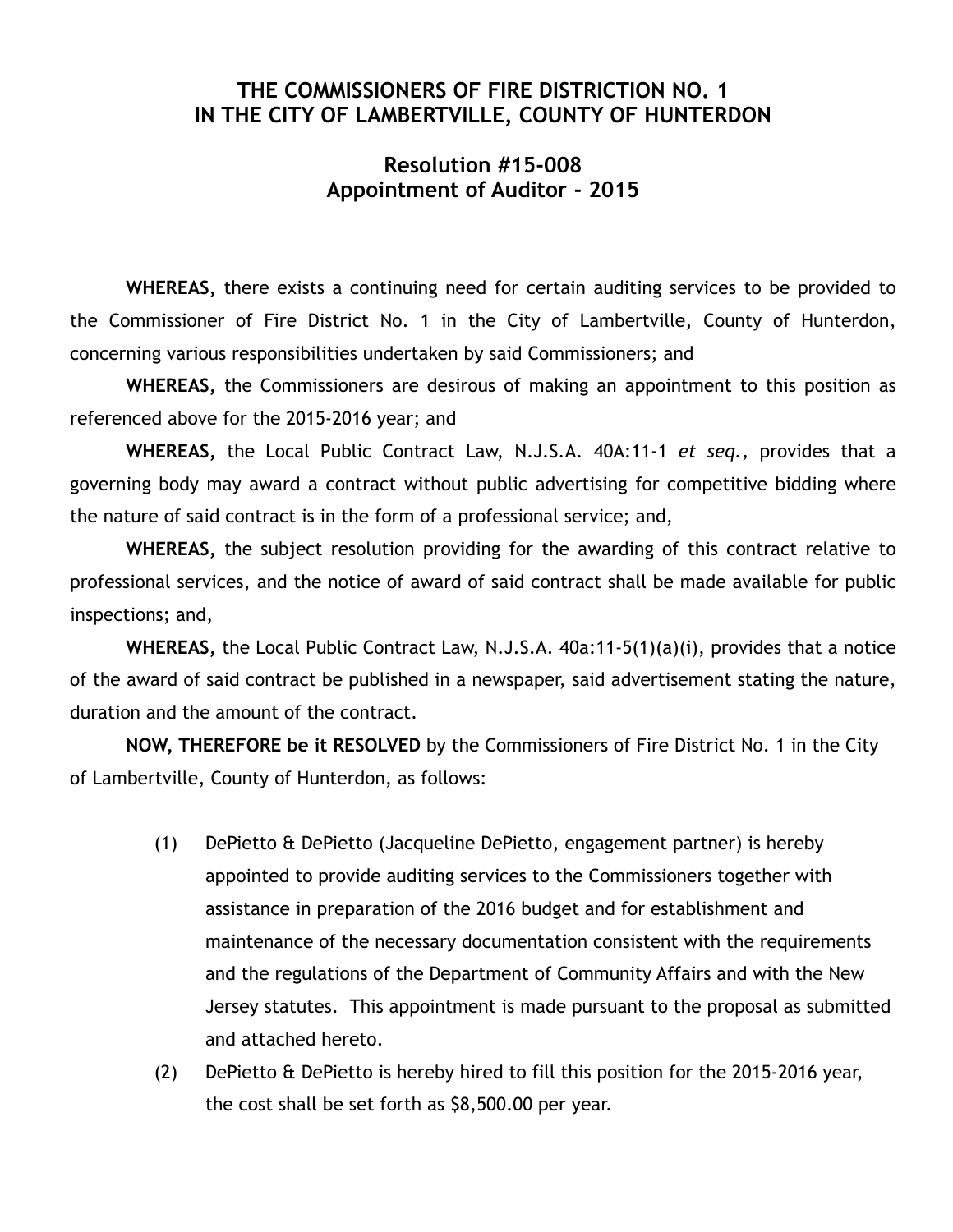# THE COMMISSIONERS OF FIRE DISTRICTION NO. 1
# IN THE CITY OF LAMBERTVILLE, COUNTY OF HUNTERDON

## Resolution #15-008
## Appointment of Auditor - 2015

**WHEREAS,** there exists a continuing need for certain auditing services to be provided to the Commissioner of Fire District No. 1 in the City of Lambertville, County of Hunterdon, concerning various responsibilities undertaken by said Commissioners; and

**WHEREAS,** the Commissioners are desirous of making an appointment to this position as referenced above for the 2015-2016 year; and

**WHEREAS,** the Local Public Contract Law, N.J.S.A. 40A:11-1 *et seq.,* provides that a governing body may award a contract without public advertising for competitive bidding where the nature of said contract is in the form of a professional service; and,

**WHEREAS,** the subject resolution providing for the awarding of this contract relative to professional services, and the notice of award of said contract shall be made available for public inspections; and,

**WHEREAS,** the Local Public Contract Law, N.J.S.A. 40a:11-5(1)(a)(i), provides that a notice of the award of said contract be published in a newspaper, said advertisement stating the nature, duration and the amount of the contract.

**NOW, THEREFORE be it RESOLVED** by the Commissioners of Fire District No. 1 in the City of Lambertville, County of Hunterdon, as follows:

(1) DePietto & DePietto (Jacqueline DePietto, engagement partner) is hereby appointed to provide auditing services to the Commissioners together with assistance in preparation of the 2016 budget and for establishment and maintenance of the necessary documentation consistent with the requirements and the regulations of the Department of Community Affairs and with the New Jersey statutes. This appointment is made pursuant to the proposal as submitted and attached hereto.

(2) DePietto & DePietto is hereby hired to fill this position for the 2015-2016 year, the cost shall be set forth as $8,500.00 per year.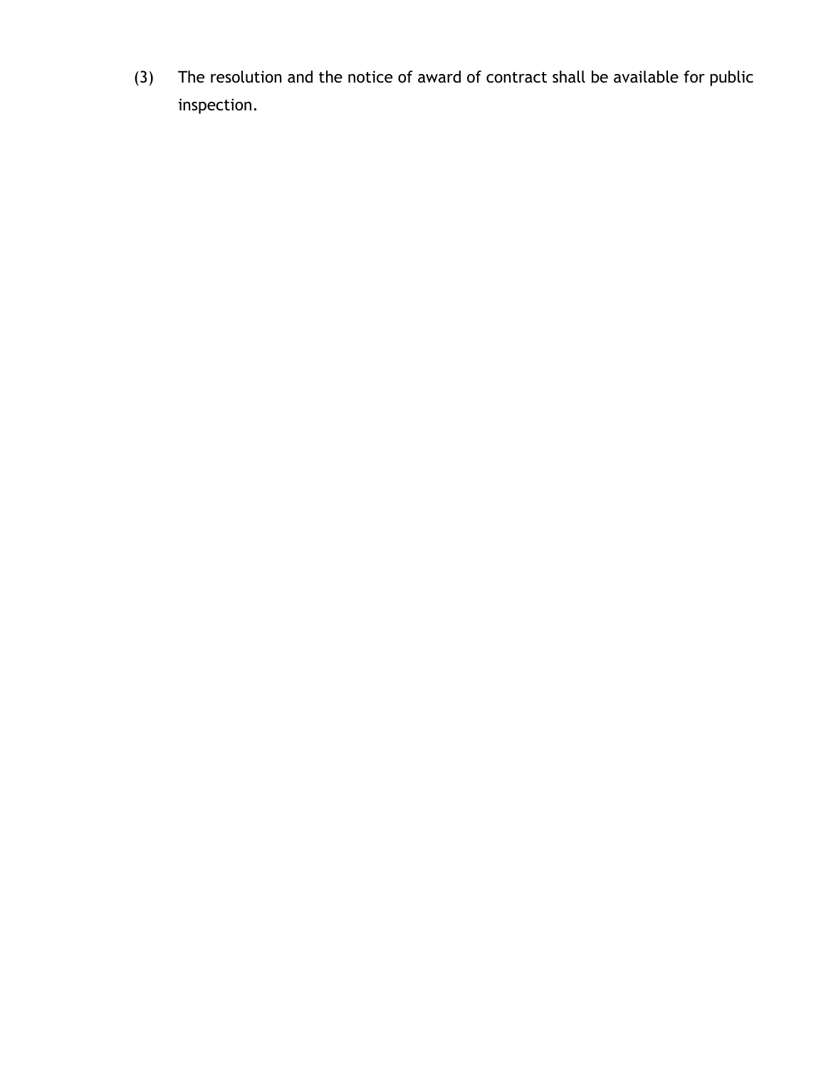(3) The resolution and the notice of award of contract shall be available for public inspection.